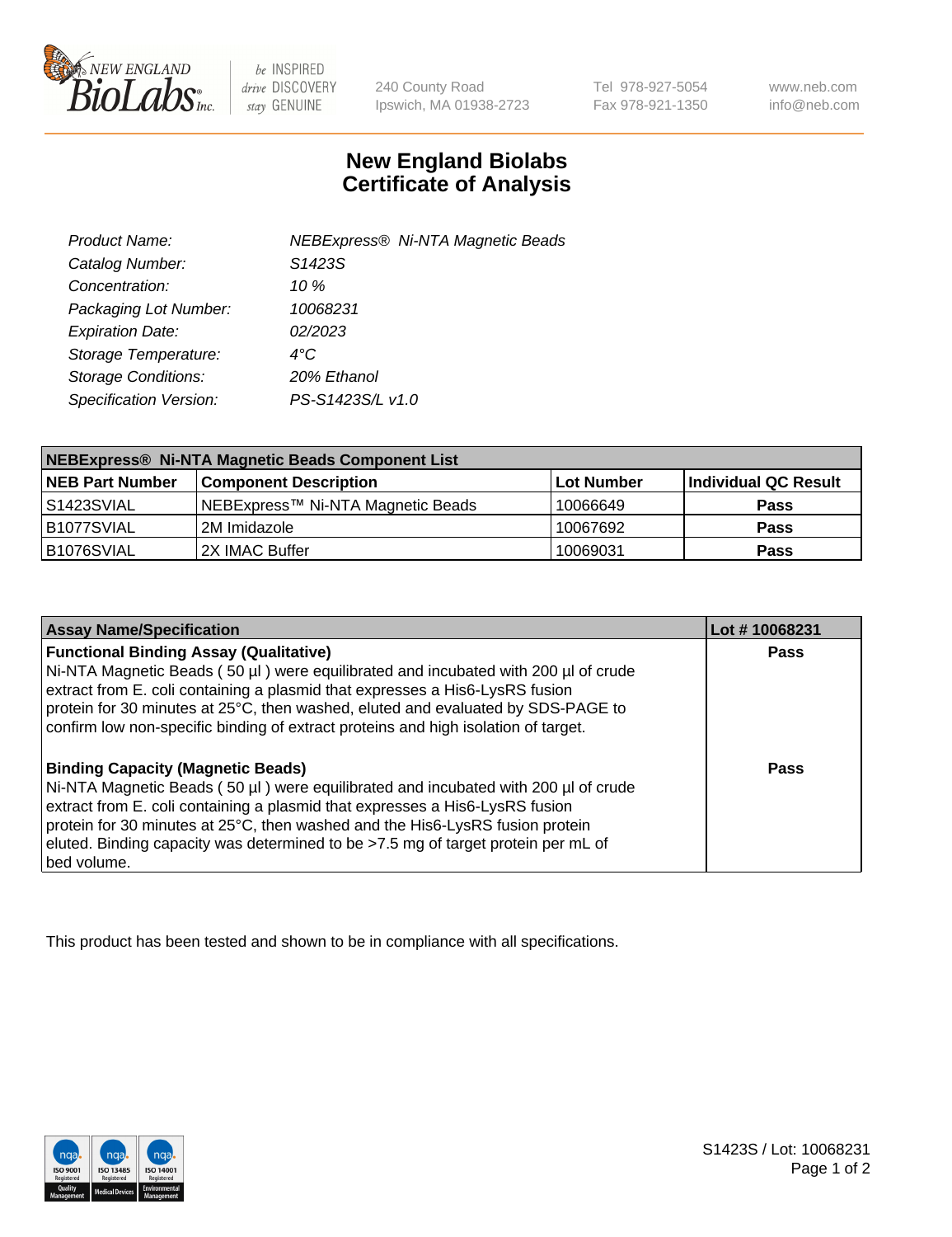# New England Biolabs
# Certificate of Analysis

| | |
|---|---|
| *Product Name:* | *NEBExpress® Ni-NTA Magnetic Beads* |
| *Catalog Number:* | *S1423S* |
| *Concentration:* | *10 %* |
| *Packaging Lot Number:* | *10068231* |
| *Expiration Date:* | *02/2023* |
| *Storage Temperature:* | *4°C* |
| *Storage Conditions:* | *20% Ethanol* |
| *Specification Version:* | *PS-S1423S/L v1.0* |

| **NEBExpress® Ni-NTA Magnetic Beads Component List** | | | |
|---|---|---|---|
| **NEB Part Number** | **Component Description** | **Lot Number** | **Individual QC Result** |
| S1423SVIAL | NEBExpress™ Ni-NTA Magnetic Beads | 10066649 | **Pass** |
| B1077SVIAL | 2M Imidazole | 10067692 | **Pass** |
| B1076SVIAL | 2X IMAC Buffer | 10069031 | **Pass** |

| **Assay Name/Specification** | **Lot # 10068231** |
|---|---|
| **Functional Binding Assay (Qualitative)**<br>Ni-NTA Magnetic Beads ( 50 µl ) were equilibrated and incubated with 200 µl of crude extract from E. coli containing a plasmid that expresses a His6-LysRS fusion protein for 30 minutes at 25°C, then washed, eluted and evaluated by SDS-PAGE to confirm low non-specific binding of extract proteins and high isolation of target. | **Pass** |
| **Binding Capacity (Magnetic Beads)**<br>Ni-NTA Magnetic Beads ( 50 µl ) were equilibrated and incubated with 200 µl of crude extract from E. coli containing a plasmid that expresses a His6-LysRS fusion protein for 30 minutes at 25°C, then washed and the His6-LysRS fusion protein eluted. Binding capacity was determined to be >7.5 mg of target protein per mL of bed volume. | **Pass** |

This product has been tested and shown to be in compliance with all specifications.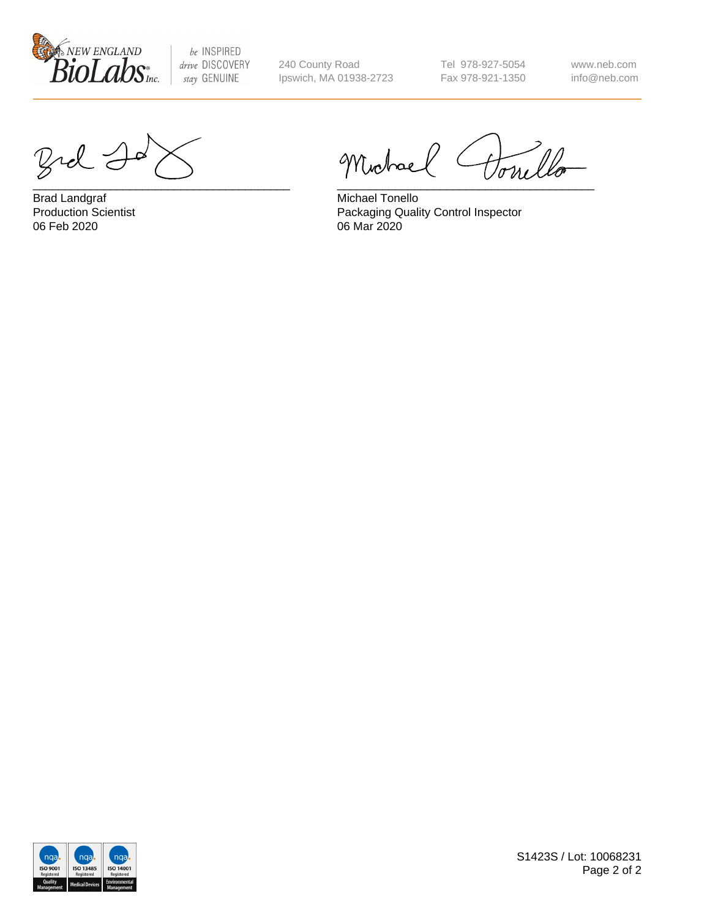Brad Landgraf
Production Scientist
06 Feb 2020

Michael Tonello
Packaging Quality Control Inspector
06 Mar 2020

S1423S / Lot: 10068231